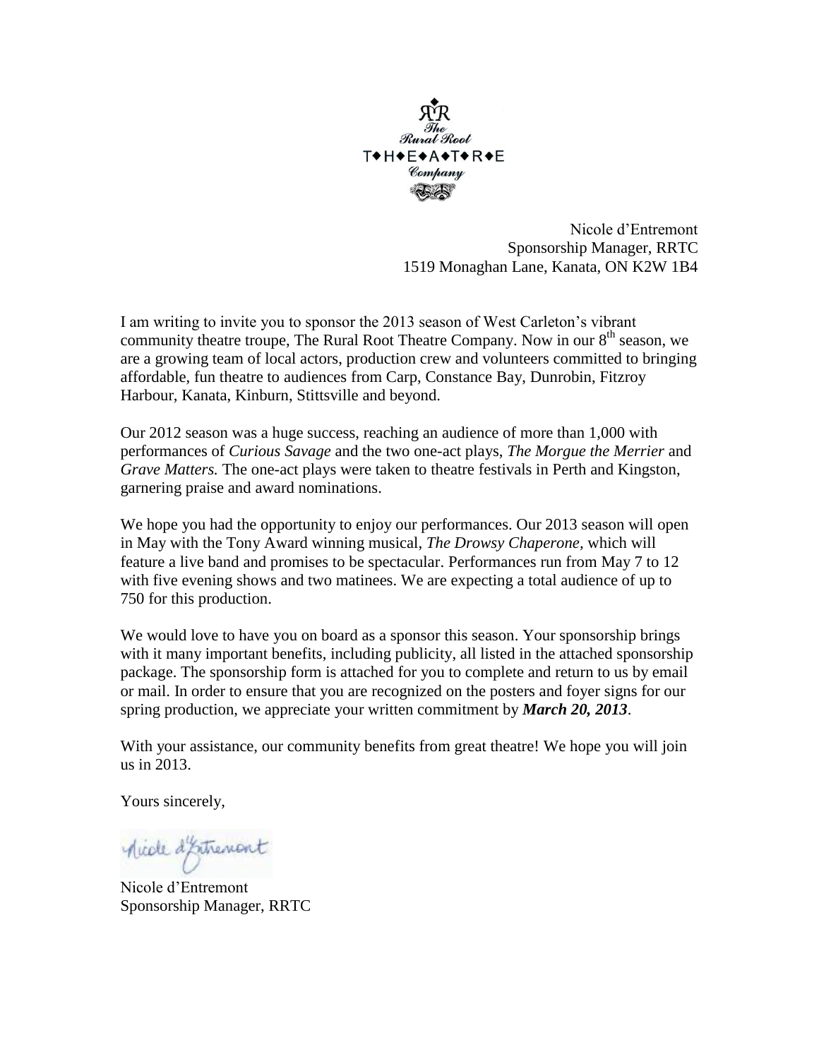The Rural Root T◆H◆E◆A◆T◆R◆E Company

Nicole d'Entremont
Sponsorship Manager, RRTC
1519 Monaghan Lane, Kanata, ON K2W 1B4

I am writing to invite you to sponsor the 2013 season of West Carleton's vibrant community theatre troupe, The Rural Root Theatre Company. Now in our 8th season, we are a growing team of local actors, production crew and volunteers committed to bringing affordable, fun theatre to audiences from Carp, Constance Bay, Dunrobin, Fitzroy Harbour, Kanata, Kinburn, Stittsville and beyond.

Our 2012 season was a huge success, reaching an audience of more than 1,000 with performances of *Curious Savage* and the two one-act plays, *The Morgue the Merrier* and *Grave Matters.* The one-act plays were taken to theatre festivals in Perth and Kingston, garnering praise and award nominations.

We hope you had the opportunity to enjoy our performances. Our 2013 season will open in May with the Tony Award winning musical, *The Drowsy Chaperone,* which will feature a live band and promises to be spectacular. Performances run from May 7 to 12 with five evening shows and two matinees. We are expecting a total audience of up to 750 for this production.

We would love to have you on board as a sponsor this season. Your sponsorship brings with it many important benefits, including publicity, all listed in the attached sponsorship package. The sponsorship form is attached for you to complete and return to us by email or mail. In order to ensure that you are recognized on the posters and foyer signs for our spring production, we appreciate your written commitment by ***March 20, 2013***.

With your assistance, our community benefits from great theatre! We hope you will join us in 2013.

Yours sincerely,

Nicole d'Entremont

Nicole d'Entremont
Sponsorship Manager, RRTC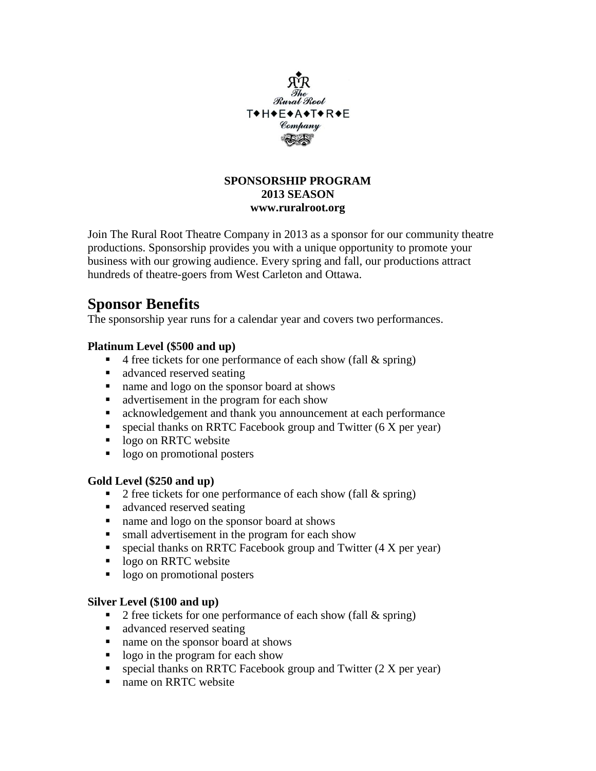**SPONSORSHIP PROGRAM**
**2013 SEASON**
**www.ruralroot.org**

Join The Rural Root Theatre Company in 2013 as a sponsor for our community theatre productions. Sponsorship provides you with a unique opportunity to promote your business with our growing audience. Every spring and fall, our productions attract hundreds of theatre-goers from West Carleton and Ottawa.

## Sponsor Benefits

The sponsorship year runs for a calendar year and covers two performances.

**Platinum Level ($500 and up)**

- 4 free tickets for one performance of each show (fall & spring)
- advanced reserved seating
- name and logo on the sponsor board at shows
- advertisement in the program for each show
- acknowledgement and thank you announcement at each performance
- special thanks on RRTC Facebook group and Twitter (6 X per year)
- logo on RRTC website
- logo on promotional posters

**Gold Level ($250 and up)**

- 2 free tickets for one performance of each show (fall & spring)
- advanced reserved seating
- name and logo on the sponsor board at shows
- small advertisement in the program for each show
- special thanks on RRTC Facebook group and Twitter (4 X per year)
- logo on RRTC website
- logo on promotional posters

**Silver Level ($100 and up)**

- 2 free tickets for one performance of each show (fall & spring)
- advanced reserved seating
- name on the sponsor board at shows
- logo in the program for each show
- special thanks on RRTC Facebook group and Twitter (2 X per year)
- name on RRTC website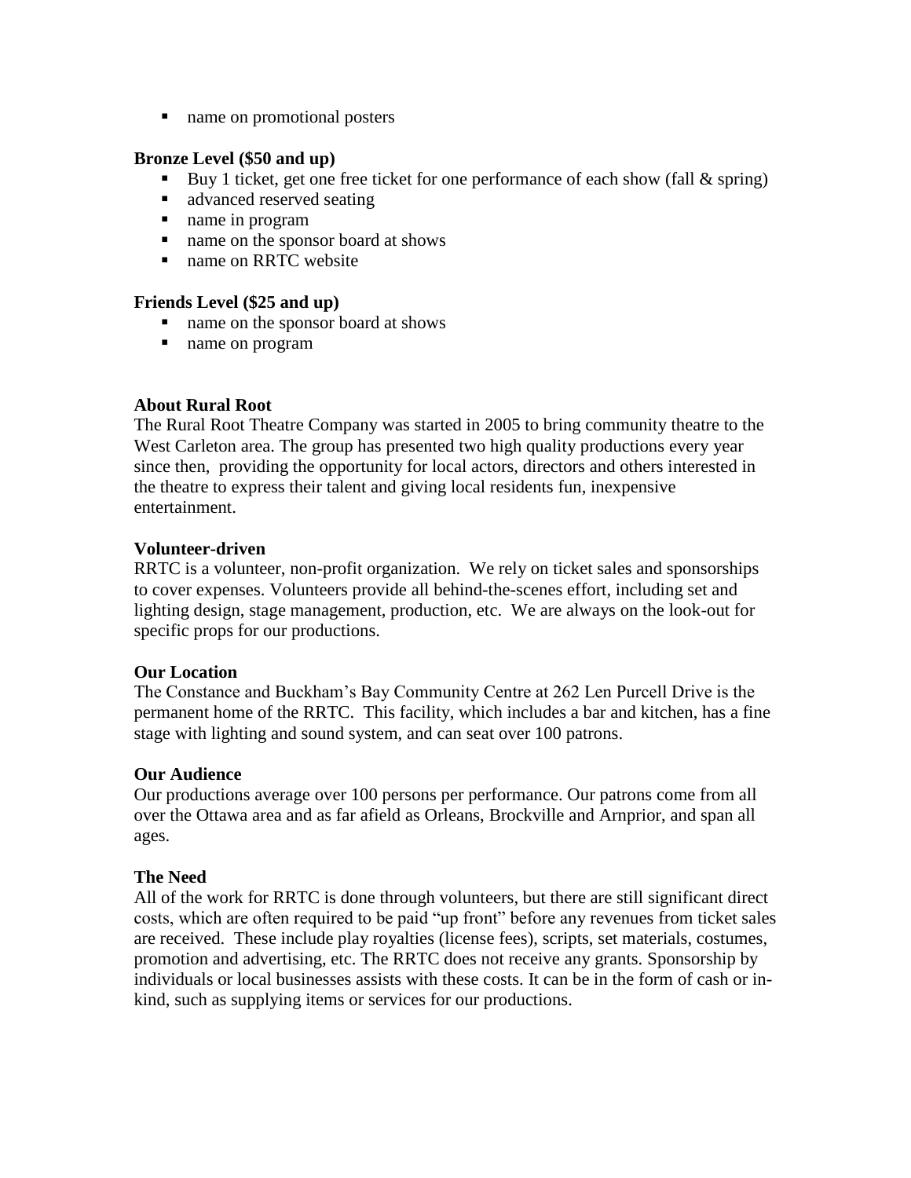- name on promotional posters

**Bronze Level ($50 and up)**

- Buy 1 ticket, get one free ticket for one performance of each show (fall & spring)
- advanced reserved seating
- name in program
- name on the sponsor board at shows
- name on RRTC website

**Friends Level ($25 and up)**

- name on the sponsor board at shows
- name on program

**About Rural Root**

The Rural Root Theatre Company was started in 2005 to bring community theatre to the West Carleton area. The group has presented two high quality productions every year since then, providing the opportunity for local actors, directors and others interested in the theatre to express their talent and giving local residents fun, inexpensive entertainment.

**Volunteer-driven**

RRTC is a volunteer, non-profit organization. We rely on ticket sales and sponsorships to cover expenses. Volunteers provide all behind-the-scenes effort, including set and lighting design, stage management, production, etc. We are always on the look-out for specific props for our productions.

**Our Location**

The Constance and Buckham's Bay Community Centre at 262 Len Purcell Drive is the permanent home of the RRTC. This facility, which includes a bar and kitchen, has a fine stage with lighting and sound system, and can seat over 100 patrons.

**Our Audience**

Our productions average over 100 persons per performance. Our patrons come from all over the Ottawa area and as far afield as Orleans, Brockville and Arnprior, and span all ages.

**The Need**

All of the work for RRTC is done through volunteers, but there are still significant direct costs, which are often required to be paid "up front" before any revenues from ticket sales are received. These include play royalties (license fees), scripts, set materials, costumes, promotion and advertising, etc. The RRTC does not receive any grants. Sponsorship by individuals or local businesses assists with these costs. It can be in the form of cash or in-kind, such as supplying items or services for our productions.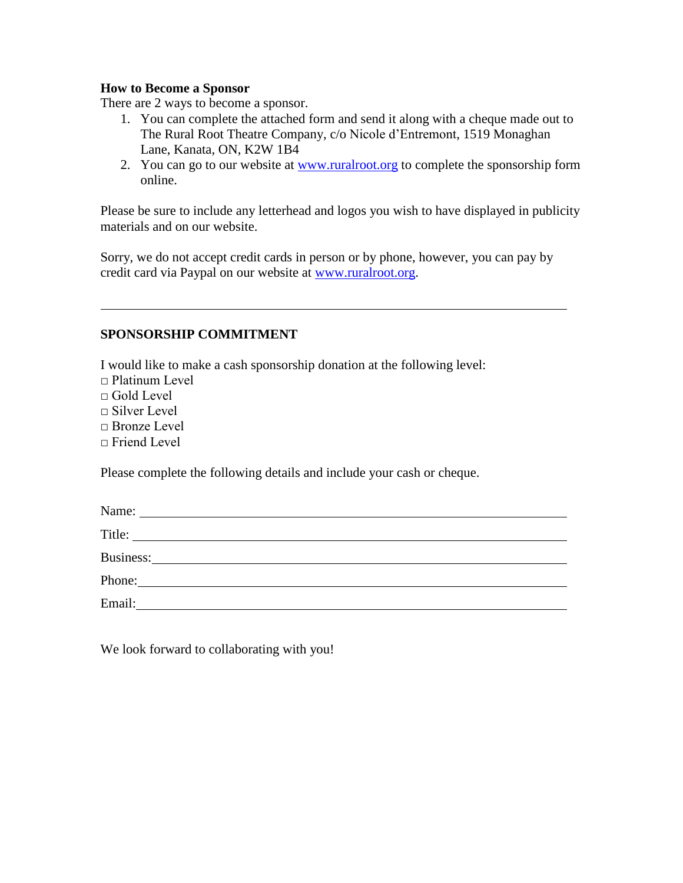**How to Become a Sponsor**

There are 2 ways to become a sponsor.

1. You can complete the attached form and send it along with a cheque made out to The Rural Root Theatre Company, c/o Nicole d'Entremont, 1519 Monaghan Lane, Kanata, ON, K2W 1B4
2. You can go to our website at www.ruralroot.org to complete the sponsorship form online.

Please be sure to include any letterhead and logos you wish to have displayed in publicity materials and on our website.

Sorry, we do not accept credit cards in person or by phone, however, you can pay by credit card via Paypal on our website at www.ruralroot.org.

---

**SPONSORSHIP COMMITMENT**

I would like to make a cash sponsorship donation at the following level:

□ Platinum Level
□ Gold Level
□ Silver Level
□ Bronze Level
□ Friend Level

Please complete the following details and include your cash or cheque.

Name: \_\_\_\_\_\_\_\_\_\_\_\_\_\_\_\_\_\_\_\_\_\_\_\_\_\_\_\_\_\_\_\_\_\_\_\_\_\_\_\_

Title: \_\_\_\_\_\_\_\_\_\_\_\_\_\_\_\_\_\_\_\_\_\_\_\_\_\_\_\_\_\_\_\_\_\_\_\_\_\_\_\_

Business: \_\_\_\_\_\_\_\_\_\_\_\_\_\_\_\_\_\_\_\_\_\_\_\_\_\_\_\_\_\_\_\_\_\_\_\_\_\_

Phone: \_\_\_\_\_\_\_\_\_\_\_\_\_\_\_\_\_\_\_\_\_\_\_\_\_\_\_\_\_\_\_\_\_\_\_\_\_\_\_\_

Email: \_\_\_\_\_\_\_\_\_\_\_\_\_\_\_\_\_\_\_\_\_\_\_\_\_\_\_\_\_\_\_\_\_\_\_\_\_\_\_\_

We look forward to collaborating with you!